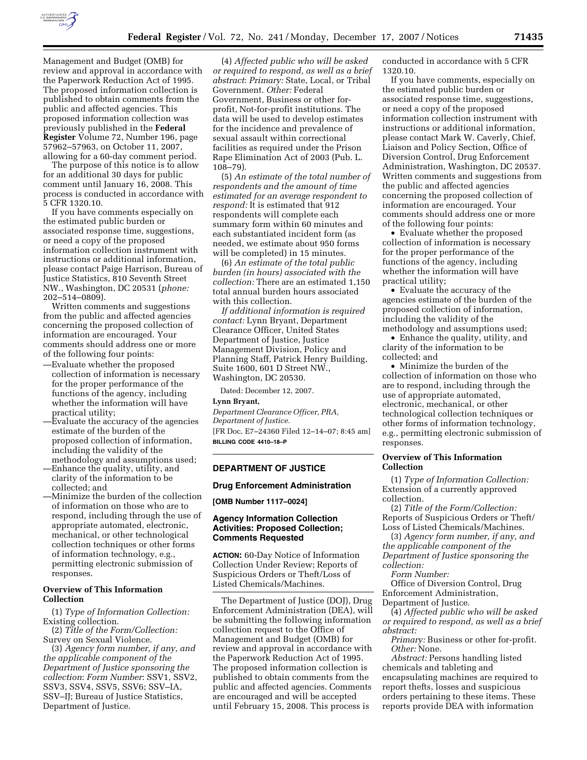Management and Budget (OMB) for review and approval in accordance with the Paperwork Reduction Act of 1995. The proposed information collection is published to obtain comments from the public and affected agencies. This proposed information collection was previously published in the **Federal Register** Volume 72, Number 196, page 57962–57963, on October 11, 2007, allowing for a 60-day comment period.

The purpose of this notice is to allow for an additional 30 days for public comment until January 16, 2008. This process is conducted in accordance with 5 CFR 1320.10.

If you have comments especially on the estimated public burden or associated response time, suggestions, or need a copy of the proposed information collection instrument with instructions or additional information, please contact Paige Harrison, Bureau of Justice Statistics, 810 Seventh Street NW., Washington, DC 20531 (*phone:* 202–514–0809).

Written comments and suggestions from the public and affected agencies concerning the proposed collection of information are encouraged. Your comments should address one or more of the following four points:

—Evaluate whether the proposed collection of information is necessary for the proper performance of the functions of the agency, including whether the information will have practical utility;

—Evaluate the accuracy of the agencies estimate of the burden of the proposed collection of information, including the validity of the methodology and assumptions used;

—Enhance the quality, utility, and clarity of the information to be collected; and

—Minimize the burden of the collection of information on those who are to respond, including through the use of appropriate automated, electronic, mechanical, or other technological collection techniques or other forms of information technology, e.g., permitting electronic submission of responses.

**Overview of This Information Collection**

(1) *Type of Information Collection:* Existing collection.

(2) *Title of the Form/Collection:* Survey on Sexual Violence.

(3) *Agency form number, if any, and the applicable component of the Department of Justice sponsoring the collection*: *Form Number*: SSV1, SSV2, SSV3, SSV4, SSV5, SSV6; SSV–IA, SSV–IJ; Bureau of Justice Statistics, Department of Justice.

(4) *Affected public who will be asked or required to respond, as well as a brief abstract*: *Primary:* State, Local, or Tribal Government. *Other:* Federal Government, Business or other for-profit, Not-for-profit institutions. The data will be used to develop estimates for the incidence and prevalence of sexual assault within correctional facilities as required under the Prison Rape Elimination Act of 2003 (Pub. L. 108–79).

(5) *An estimate of the total number of respondents and the amount of time estimated for an average respondent to respond:* It is estimated that 912 respondents will complete each summary form within 60 minutes and each substantiated incident form (as needed, we estimate about 950 forms will be completed) in 15 minutes.

(6) *An estimate of the total public burden (in hours) associated with the collection:* There are an estimated 1,150 total annual burden hours associated with this collection.

*If additional information is required contact:* Lynn Bryant, Department Clearance Officer, United States Department of Justice, Justice Management Division, Policy and Planning Staff, Patrick Henry Building, Suite 1600, 601 D Street NW., Washington, DC 20530.

Dated: December 12, 2007.

**Lynn Bryant,**

*Department Clearance Officer, PRA, Department of Justice.*

[FR Doc. E7–24360 Filed 12–14–07; 8:45 am]

**BILLING CODE 4410–18–P**

## DEPARTMENT OF JUSTICE

### Drug Enforcement Administration

**[OMB Number 1117–0024]**

### Agency Information Collection Activities: Proposed Collection; Comments Requested

**ACTION:** 60-Day Notice of Information Collection Under Review; Reports of Suspicious Orders or Theft/Loss of Listed Chemicals/Machines.

The Department of Justice (DOJ), Drug Enforcement Administration (DEA), will be submitting the following information collection request to the Office of Management and Budget (OMB) for review and approval in accordance with the Paperwork Reduction Act of 1995. The proposed information collection is published to obtain comments from the public and affected agencies. Comments are encouraged and will be accepted until February 15, 2008. This process is conducted in accordance with 5 CFR 1320.10.

If you have comments, especially on the estimated public burden or associated response time, suggestions, or need a copy of the proposed information collection instrument with instructions or additional information, please contact Mark W. Caverly, Chief, Liaison and Policy Section, Office of Diversion Control, Drug Enforcement Administration, Washington, DC 20537. Written comments and suggestions from the public and affected agencies concerning the proposed collection of information are encouraged. Your comments should address one or more of the following four points:

- Evaluate whether the proposed collection of information is necessary for the proper performance of the functions of the agency, including whether the information will have practical utility;
- Evaluate the accuracy of the agencies estimate of the burden of the proposed collection of information, including the validity of the methodology and assumptions used;
- Enhance the quality, utility, and clarity of the information to be collected; and
- Minimize the burden of the collection of information on those who are to respond, including through the use of appropriate automated, electronic, mechanical, or other technological collection techniques or other forms of information technology, e.g., permitting electronic submission of responses.

**Overview of This Information Collection**

(1) *Type of Information Collection:* Extension of a currently approved collection.

(2) *Title of the Form/Collection:* Reports of Suspicious Orders or Theft/Loss of Listed Chemicals/Machines.

(3) *Agency form number, if any, and the applicable component of the Department of Justice sponsoring the collection:*

*Form Number:*

Office of Diversion Control, Drug Enforcement Administration, Department of Justice.

(4) *Affected public who will be asked or required to respond, as well as a brief abstract:*

*Primary:* Business or other for-profit. *Other:* None.

*Abstract:* Persons handling listed chemicals and tableting and encapsulating machines are required to report thefts, losses and suspicious orders pertaining to these items. These reports provide DEA with information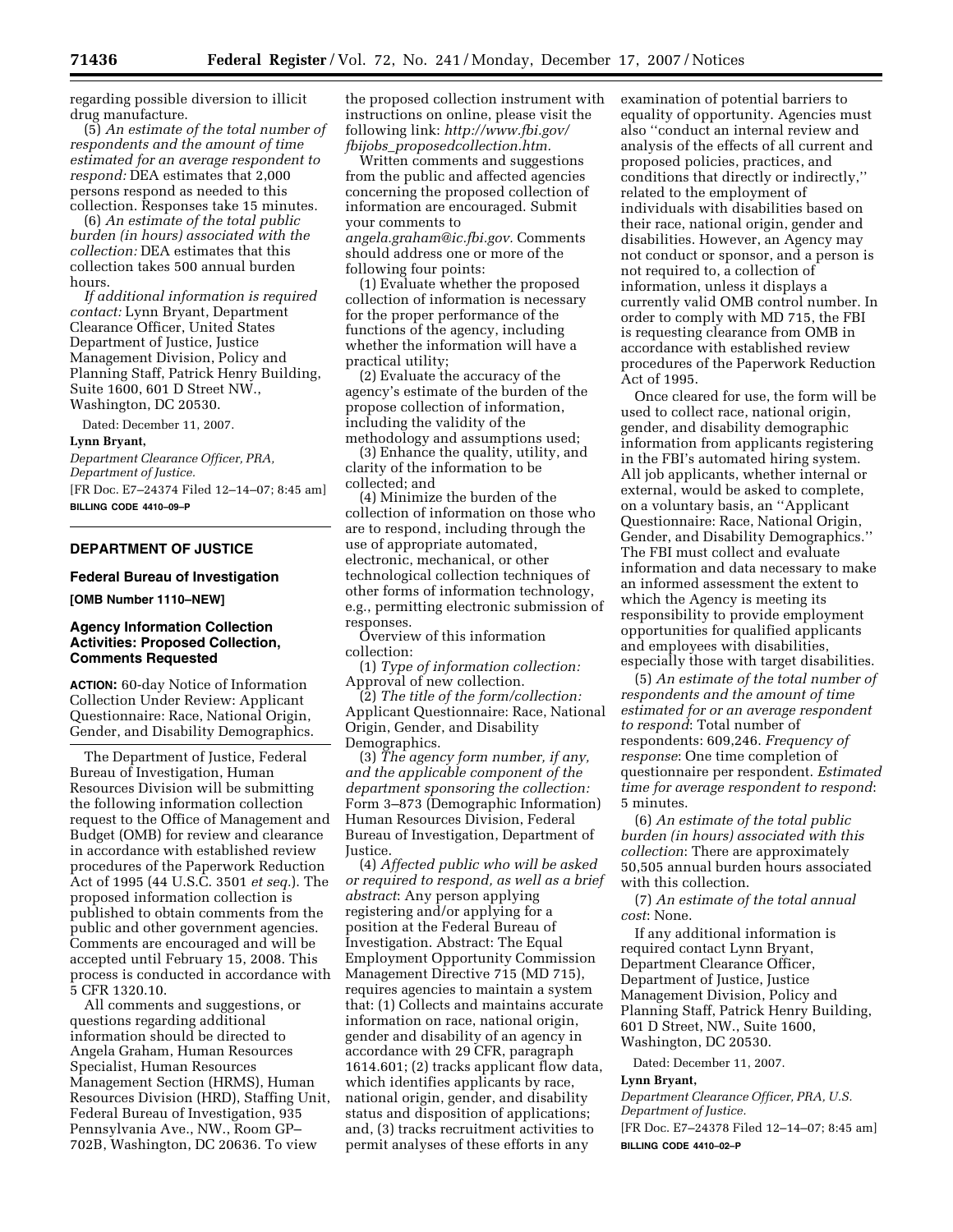regarding possible diversion to illicit drug manufacture.

(5) *An estimate of the total number of respondents and the amount of time estimated for an average respondent to respond:* DEA estimates that 2,000 persons respond as needed to this collection. Responses take 15 minutes.

(6) *An estimate of the total public burden (in hours) associated with the collection:* DEA estimates that this collection takes 500 annual burden hours.

*If additional information is required contact:* Lynn Bryant, Department Clearance Officer, United States Department of Justice, Justice Management Division, Policy and Planning Staff, Patrick Henry Building, Suite 1600, 601 D Street NW., Washington, DC 20530.

Dated: December 11, 2007.

**Lynn Bryant,**

*Department Clearance Officer, PRA, Department of Justice.*

[FR Doc. E7–24374 Filed 12–14–07; 8:45 am]

**BILLING CODE 4410–09–P**

## DEPARTMENT OF JUSTICE

### Federal Bureau of Investigation

**[OMB Number 1110–NEW]**

### Agency Information Collection Activities: Proposed Collection, Comments Requested

**ACTION:** 60-day Notice of Information Collection Under Review: Applicant Questionnaire: Race, National Origin, Gender, and Disability Demographics.

The Department of Justice, Federal Bureau of Investigation, Human Resources Division will be submitting the following information collection request to the Office of Management and Budget (OMB) for review and clearance in accordance with established review procedures of the Paperwork Reduction Act of 1995 (44 U.S.C. 3501 *et seq.*). The proposed information collection is published to obtain comments from the public and other government agencies. Comments are encouraged and will be accepted until February 15, 2008. This process is conducted in accordance with 5 CFR 1320.10.

All comments and suggestions, or questions regarding additional information should be directed to Angela Graham, Human Resources Specialist, Human Resources Management Section (HRMS), Human Resources Division (HRD), Staffing Unit, Federal Bureau of Investigation, 935 Pennsylvania Ave., NW., Room GP–702B, Washington, DC 20636. To view the proposed collection instrument with instructions on online, please visit the following link: *http://www.fbi.gov/fbijobs_proposedcollection.htm.*

Written comments and suggestions from the public and affected agencies concerning the proposed collection of information are encouraged. Submit your comments to *angela.graham@ic.fbi.gov.* Comments should address one or more of the following four points:

(1) Evaluate whether the proposed collection of information is necessary for the proper performance of the functions of the agency, including whether the information will have a practical utility;

(2) Evaluate the accuracy of the agency's estimate of the burden of the propose collection of information, including the validity of the methodology and assumptions used;

(3) Enhance the quality, utility, and clarity of the information to be collected; and

(4) Minimize the burden of the collection of information on those who are to respond, including through the use of appropriate automated, electronic, mechanical, or other technological collection techniques of other forms of information technology, e.g., permitting electronic submission of responses.

Overview of this information collection:

(1) *Type of information collection:* Approval of new collection.

(2) *The title of the form/collection:* Applicant Questionnaire: Race, National Origin, Gender, and Disability Demographics.

(3) *The agency form number, if any, and the applicable component of the department sponsoring the collection:* Form 3–873 (Demographic Information) Human Resources Division, Federal Bureau of Investigation, Department of Justice.

(4) *Affected public who will be asked or required to respond, as well as a brief abstract*: Any person applying registering and/or applying for a position at the Federal Bureau of Investigation. Abstract: The Equal Employment Opportunity Commission Management Directive 715 (MD 715), requires agencies to maintain a system that: (1) Collects and maintains accurate information on race, national origin, gender and disability of an agency in accordance with 29 CFR, paragraph 1614.601; (2) tracks applicant flow data, which identifies applicants by race, national origin, gender, and disability status and disposition of applications; and, (3) tracks recruitment activities to permit analyses of these efforts in any examination of potential barriers to equality of opportunity. Agencies must also ''conduct an internal review and analysis of the effects of all current and proposed policies, practices, and conditions that directly or indirectly,'' related to the employment of individuals with disabilities based on their race, national origin, gender and disabilities. However, an Agency may not conduct or sponsor, and a person is not required to, a collection of information, unless it displays a currently valid OMB control number. In order to comply with MD 715, the FBI is requesting clearance from OMB in accordance with established review procedures of the Paperwork Reduction Act of 1995.

Once cleared for use, the form will be used to collect race, national origin, gender, and disability demographic information from applicants registering in the FBI's automated hiring system. All job applicants, whether internal or external, would be asked to complete, on a voluntary basis, an ''Applicant Questionnaire: Race, National Origin, Gender, and Disability Demographics.'' The FBI must collect and evaluate information and data necessary to make an informed assessment the extent to which the Agency is meeting its responsibility to provide employment opportunities for qualified applicants and employees with disabilities, especially those with target disabilities.

(5) *An estimate of the total number of respondents and the amount of time estimated for or an average respondent to respond*: Total number of respondents: 609,246. *Frequency of response*: One time completion of questionnaire per respondent. *Estimated time for average respondent to respond*: 5 minutes.

(6) *An estimate of the total public burden (in hours) associated with this collection*: There are approximately 50,505 annual burden hours associated with this collection.

(7) *An estimate of the total annual cost*: None.

If any additional information is required contact Lynn Bryant, Department Clearance Officer, Department of Justice, Justice Management Division, Policy and Planning Staff, Patrick Henry Building, 601 D Street, NW., Suite 1600, Washington, DC 20530.

Dated: December 11, 2007.

**Lynn Bryant,**

*Department Clearance Officer, PRA, U.S. Department of Justice.*

[FR Doc. E7–24378 Filed 12–14–07; 8:45 am]

**BILLING CODE 4410–02–P**